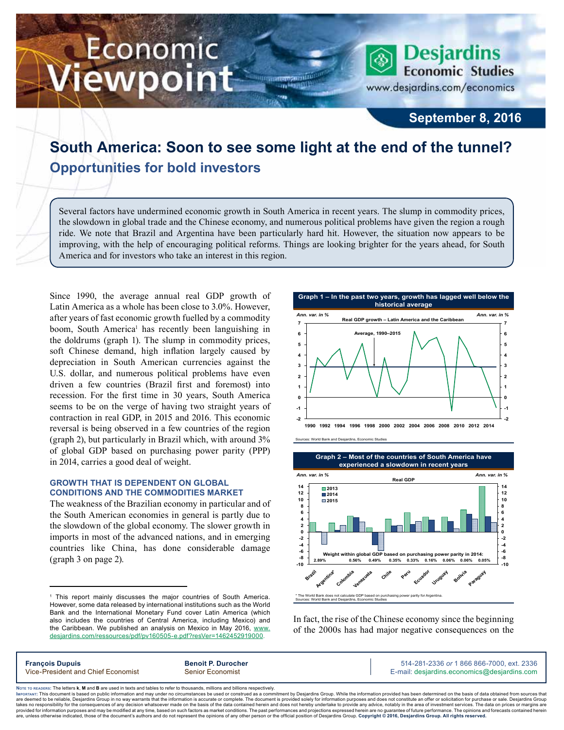# South America: Soon to see some light at the end of the tunnel?

## Opportunities for bold investors

Several factors have undermined economic growth in South America in recent years. The slump in commodity prices, the slowdown in global trade and the Chinese economy, and numerous political problems have given the region a rough ride. We note that Brazil and Argentina have been particularly hard hit. However, the situation now appears to be improving, with the help of encouraging political reforms. Things are looking brighter for the years ahead, for South America and for investors who take an interest in this region.

Since 1990, the average annual real GDP growth of Latin America as a whole has been close to 3.0%. However, after years of fast economic growth fuelled by a commodity boom, South America[1] has recently been languishing in the doldrums (graph 1). The slump in commodity prices, soft Chinese demand, high inflation largely caused by depreciation in South American currencies against the U.S. dollar, and numerous political problems have even driven a few countries (Brazil first and foremost) into recession. For the first time in 30 years, South America seems to be on the verge of having two straight years of contraction in real GDP, in 2015 and 2016. This economic reversal is being observed in a few countries of the region (graph 2), but particularly in Brazil which, with around 3% of global GDP based on purchasing power parity (PPP) in 2014, carries a good deal of weight.

**Graph 1 – In the past two years, growth has lagged well below the historical average**

Real GDP growth – Latin America and the Caribbean (Ann. var. in %); Average, 1990–2015

Sources: World Bank and Desjardins, Economic Studies

**Graph 2 – Most of the countries of South America have experienced a slowdown in recent years**

Real GDP (Ann. var. in %): 2013, 2014, 2015

Weight within global GDP based on purchasing power parity in 2014:

| Brazil | Argentina* | Colombia | Venezuela | Chile | Peru | Ecuador | Uruguay | Bolivia | Paraguay |
|---|---|---|---|---|---|---|---|---|---|
| 2.89% | | 0.56% | 0.49% | 0.35% | 0.33% | 0.16% | 0.06% | 0.06% | 0.05% |

* The World Bank does not calculate GDP based on purchasing power parity for Argentina.
Sources: World Bank and Desjardins, Economic Studies

### GROWTH THAT IS DEPENDENT ON GLOBAL CONDITIONS AND THE COMMODITIES MARKET

The weakness of the Brazilian economy in particular and of the South American economies in general is partly due to the slowdown of the global economy. The slower growth in imports in most of the advanced nations, and in emerging countries like China, has done considerable damage (graph 3 on page 2).

In fact, the rise of the Chinese economy since the beginning of the 2000s has had major negative consequences on the

[1] This report mainly discusses the major countries of South America. However, some data released by international institutions such as the World Bank and the International Monetary Fund cover Latin America (which also includes the countries of Central America, including Mexico) and the Caribbean. We published an analysis on Mexico in May 2016, www.desjardins.com/ressources/pdf/pv160505-e.pdf?resVer=1462452919000.

**François Dupuis**
Vice-President and Chief Economist

**Benoit P. Durocher**
Senior Economist

514-281-2336 *or* 1 866 866-7000, ext. 2336
E-mail: desjardins.economics@desjardins.com

Note to readers: The letters **k**, **M** and **B** are used in texts and tables to refer to thousands, millions and billions respectively.

Important: This document is based on public information and may under no circumstances be used or construed as a commitment by Desjardins Group. While the information provided has been determined on the basis of data obtained from sources that are deemed to be reliable, Desjardins Group in no way warrants that the information is accurate or complete. The document is provided solely for information purposes and does not constitute an offer or solicitation for purchase or sale. Desjardins Group takes no responsibility for the consequences of any decision whatsoever made on the basis of the data contained herein and does not hereby undertake to provide any advice, notably in the area of investment services. The data on prices or margins are provided for information purposes and may be modified at any time, based on such factors as market conditions. The past performances and projections expressed herein are no guarantee of future performance. The opinions and forecasts contained herein are, unless otherwise indicated, those of the document's authors and do not represent the opinions of any other person or the official position of Desjardins Group. **Copyright © 2016, Desjardins Group. All rights reserved.**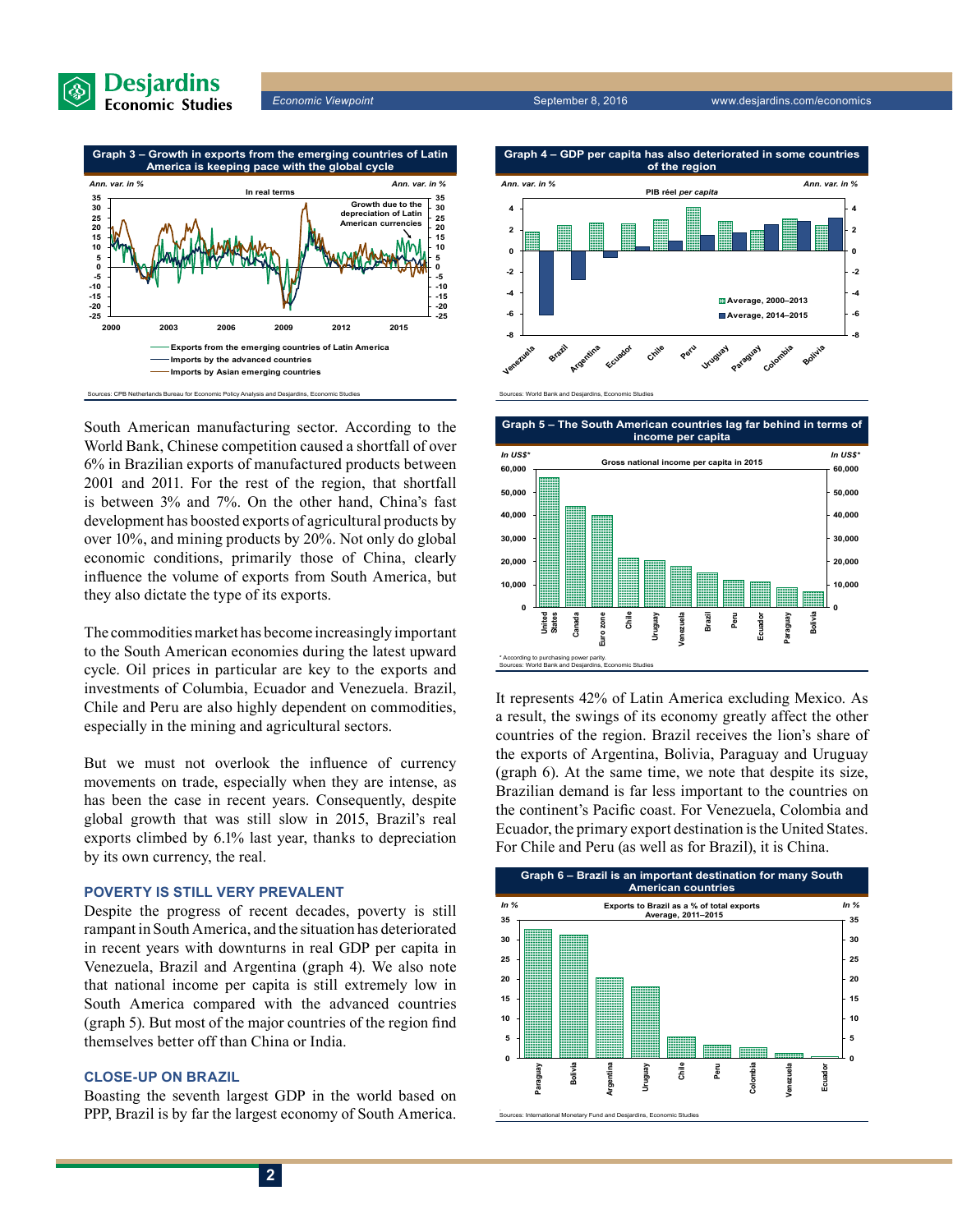**Graph 3 – Growth in exports from the emerging countries of Latin America is keeping pace with the global cycle**

Sources: CPB Netherlands Bureau for Economic Policy Analysis and Desjardins, Economic Studies

**Graph 4 – GDP per capita has also deteriorated in some countries of the region**

Sources: World Bank and Desjardins, Economic Studies

South American manufacturing sector. According to the World Bank, Chinese competition caused a shortfall of over 6% in Brazilian exports of manufactured products between 2001 and 2011. For the rest of the region, that shortfall is between 3% and 7%. On the other hand, China's fast development has boosted exports of agricultural products by over 10%, and mining products by 20%. Not only do global economic conditions, primarily those of China, clearly influence the volume of exports from South America, but they also dictate the type of its exports.

The commodities market has become increasingly important to the South American economies during the latest upward cycle. Oil prices in particular are key to the exports and investments of Columbia, Ecuador and Venezuela. Brazil, Chile and Peru are also highly dependent on commodities, especially in the mining and agricultural sectors.

But we must not overlook the influence of currency movements on trade, especially when they are intense, as has been the case in recent years. Consequently, despite global growth that was still slow in 2015, Brazil's real exports climbed by 6.1% last year, thanks to depreciation by its own currency, the real.

## POVERTY IS STILL VERY PREVALENT

Despite the progress of recent decades, poverty is still rampant in South America, and the situation has deteriorated in recent years with downturns in real GDP per capita in Venezuela, Brazil and Argentina (graph 4). We also note that national income per capita is still extremely low in South America compared with the advanced countries (graph 5). But most of the major countries of the region find themselves better off than China or India.

## CLOSE-UP ON BRAZIL

Boasting the seventh largest GDP in the world based on PPP, Brazil is by far the largest economy of South America. It represents 42% of Latin America excluding Mexico. As a result, the swings of its economy greatly affect the other countries of the region. Brazil receives the lion's share of the exports of Argentina, Bolivia, Paraguay and Uruguay (graph 6). At the same time, we note that despite its size, Brazilian demand is far less important to the countries on the continent's Pacific coast. For Venezuela, Colombia and Ecuador, the primary export destination is the United States. For Chile and Peru (as well as for Brazil), it is China.

**Graph 5 – The South American countries lag far behind in terms of income per capita**

\* According to purchasing power parity.
Sources: World Bank and Desjardins, Economic Studies

**Graph 6 – Brazil is an important destination for many South American countries**

Sources: International Monetary Fund and Desjardins, Economic Studies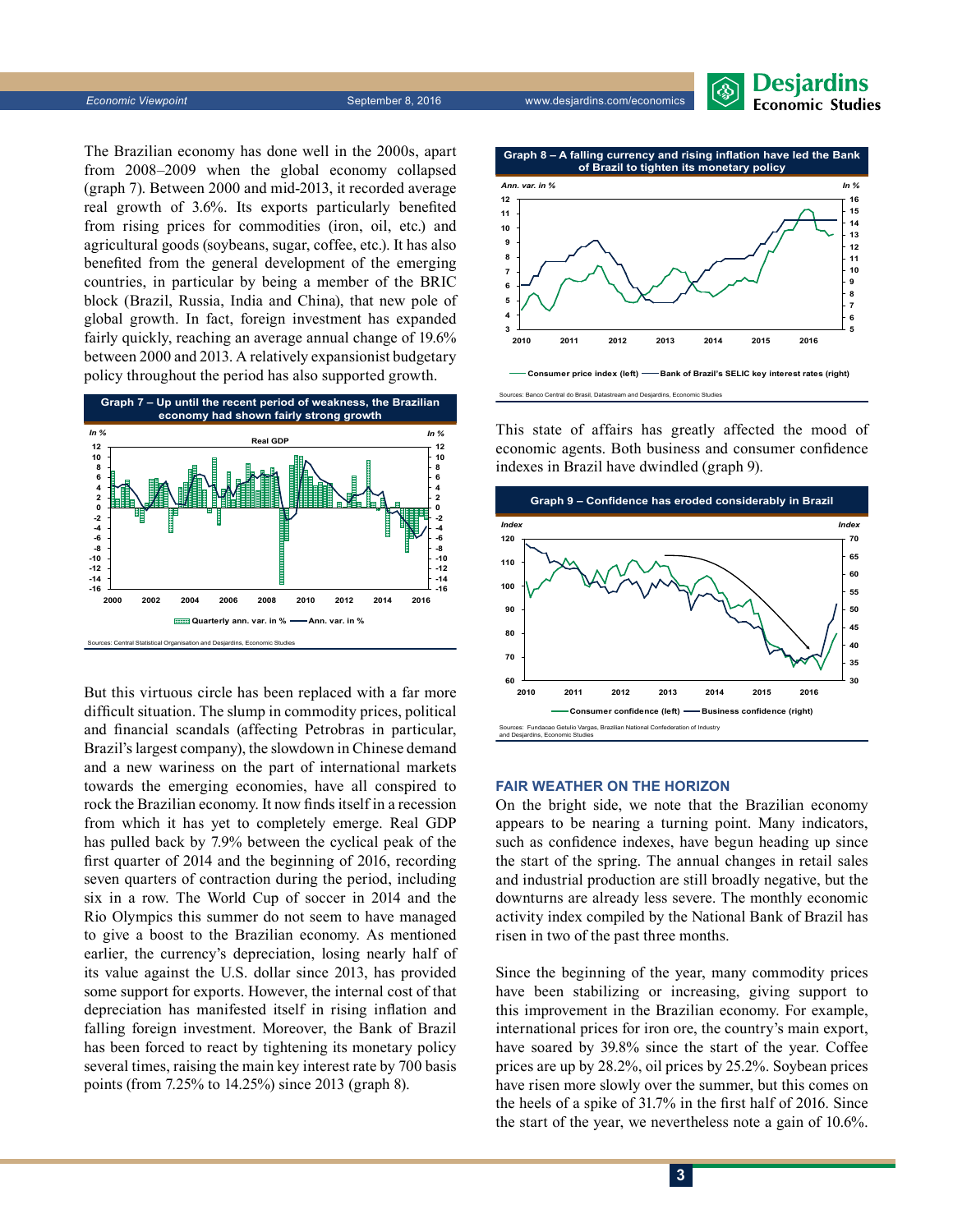The Brazilian economy has done well in the 2000s, apart from 2008–2009 when the global economy collapsed (graph 7). Between 2000 and mid-2013, it recorded average real growth of 3.6%. Its exports particularly benefited from rising prices for commodities (iron, oil, etc.) and agricultural goods (soybeans, sugar, coffee, etc.). It has also benefited from the general development of the emerging countries, in particular by being a member of the BRIC block (Brazil, Russia, India and China), that new pole of global growth. In fact, foreign investment has expanded fairly quickly, reaching an average annual change of 19.6% between 2000 and 2013. A relatively expansionist budgetary policy throughout the period has also supported growth.

**Graph 7 – Up until the recent period of weakness, the Brazilian economy had shown fairly strong growth**

Sources: Central Statistical Organisation and Desjardins, Economic Studies

But this virtuous circle has been replaced with a far more difficult situation. The slump in commodity prices, political and financial scandals (affecting Petrobras in particular, Brazil's largest company), the slowdown in Chinese demand and a new wariness on the part of international markets towards the emerging economies, have all conspired to rock the Brazilian economy. It now finds itself in a recession from which it has yet to completely emerge. Real GDP has pulled back by 7.9% between the cyclical peak of the first quarter of 2014 and the beginning of 2016, recording seven quarters of contraction during the period, including six in a row. The World Cup of soccer in 2014 and the Rio Olympics this summer do not seem to have managed to give a boost to the Brazilian economy. As mentioned earlier, the currency's depreciation, losing nearly half of its value against the U.S. dollar since 2013, has provided some support for exports. However, the internal cost of that depreciation has manifested itself in rising inflation and falling foreign investment. Moreover, the Bank of Brazil has been forced to react by tightening its monetary policy several times, raising the main key interest rate by 700 basis points (from 7.25% to 14.25%) since 2013 (graph 8).

**Graph 8 – A falling currency and rising inflation have led the Bank of Brazil to tighten its monetary policy**

Sources: Banco Central do Brasil, Datastream and Desjardins, Economic Studies

This state of affairs has greatly affected the mood of economic agents. Both business and consumer confidence indexes in Brazil have dwindled (graph 9).

**Graph 9 – Confidence has eroded considerably in Brazil**

Sources: Fundacao Getulio Vargas, Brazilian National Confederation of Industry and Desjardins, Economic Studies

## FAIR WEATHER ON THE HORIZON

On the bright side, we note that the Brazilian economy appears to be nearing a turning point. Many indicators, such as confidence indexes, have begun heading up since the start of the spring. The annual changes in retail sales and industrial production are still broadly negative, but the downturns are already less severe. The monthly economic activity index compiled by the National Bank of Brazil has risen in two of the past three months.

Since the beginning of the year, many commodity prices have been stabilizing or increasing, giving support to this improvement in the Brazilian economy. For example, international prices for iron ore, the country's main export, have soared by 39.8% since the start of the year. Coffee prices are up by 28.2%, oil prices by 25.2%. Soybean prices have risen more slowly over the summer, but this comes on the heels of a spike of 31.7% in the first half of 2016. Since the start of the year, we nevertheless note a gain of 10.6%.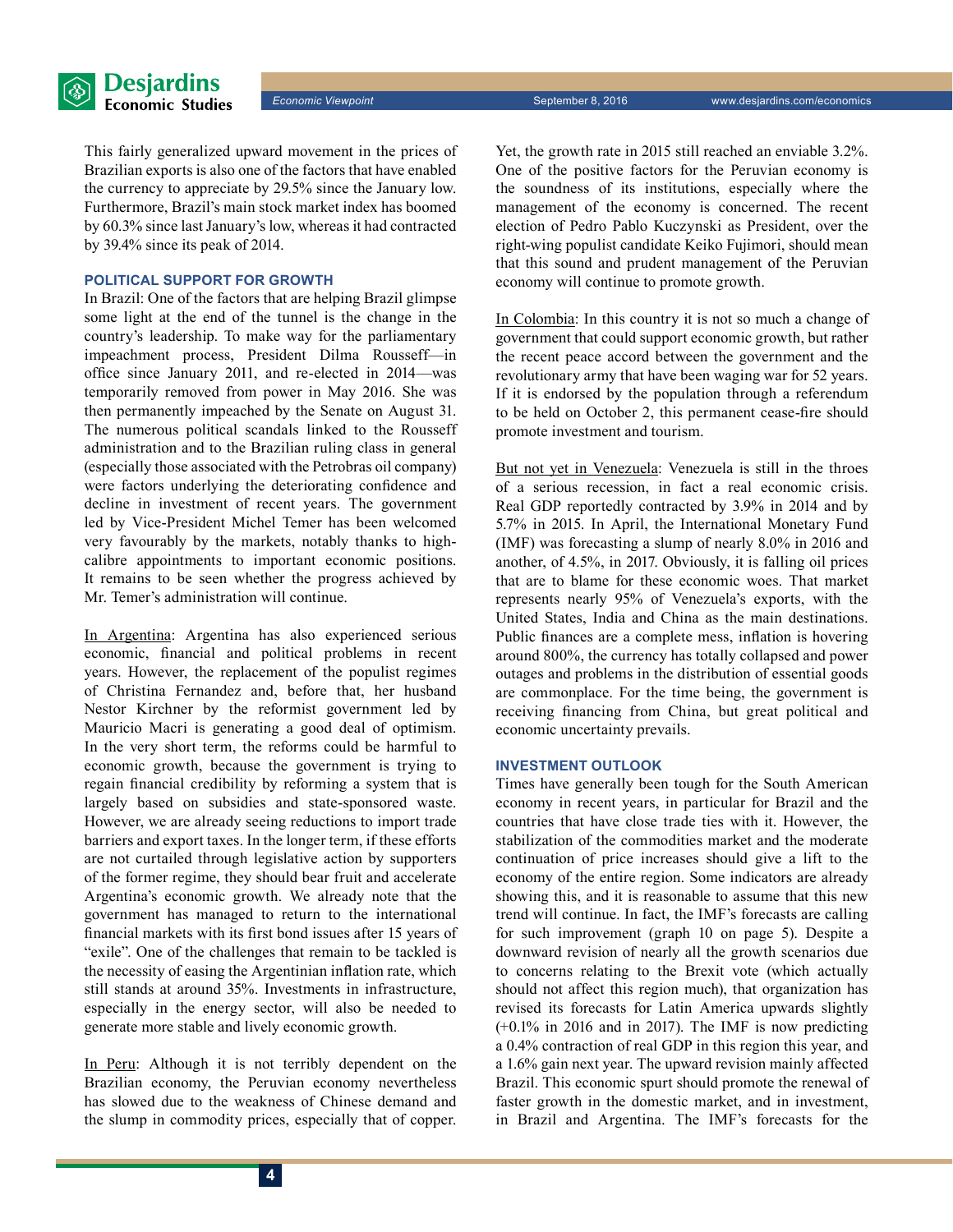This fairly generalized upward movement in the prices of Brazilian exports is also one of the factors that have enabled the currency to appreciate by 29.5% since the January low. Furthermore, Brazil's main stock market index has boomed by 60.3% since last January's low, whereas it had contracted by 39.4% since its peak of 2014.

## POLITICAL SUPPORT FOR GROWTH

In Brazil: One of the factors that are helping Brazil glimpse some light at the end of the tunnel is the change in the country's leadership. To make way for the parliamentary impeachment process, President Dilma Rousseff—in office since January 2011, and re-elected in 2014—was temporarily removed from power in May 2016. She was then permanently impeached by the Senate on August 31. The numerous political scandals linked to the Rousseff administration and to the Brazilian ruling class in general (especially those associated with the Petrobras oil company) were factors underlying the deteriorating confidence and decline in investment of recent years. The government led by Vice-President Michel Temer has been welcomed very favourably by the markets, notably thanks to high-calibre appointments to important economic positions. It remains to be seen whether the progress achieved by Mr. Temer's administration will continue.

In Argentina: Argentina has also experienced serious economic, financial and political problems in recent years. However, the replacement of the populist regimes of Christina Fernandez and, before that, her husband Nestor Kirchner by the reformist government led by Mauricio Macri is generating a good deal of optimism. In the very short term, the reforms could be harmful to economic growth, because the government is trying to regain financial credibility by reforming a system that is largely based on subsidies and state-sponsored waste. However, we are already seeing reductions to import trade barriers and export taxes. In the longer term, if these efforts are not curtailed through legislative action by supporters of the former regime, they should bear fruit and accelerate Argentina's economic growth. We already note that the government has managed to return to the international financial markets with its first bond issues after 15 years of "exile". One of the challenges that remain to be tackled is the necessity of easing the Argentinian inflation rate, which still stands at around 35%. Investments in infrastructure, especially in the energy sector, will also be needed to generate more stable and lively economic growth.

In Peru: Although it is not terribly dependent on the Brazilian economy, the Peruvian economy nevertheless has slowed due to the weakness of Chinese demand and the slump in commodity prices, especially that of copper. Yet, the growth rate in 2015 still reached an enviable 3.2%. One of the positive factors for the Peruvian economy is the soundness of its institutions, especially where the management of the economy is concerned. The recent election of Pedro Pablo Kuczynski as President, over the right-wing populist candidate Keiko Fujimori, should mean that this sound and prudent management of the Peruvian economy will continue to promote growth.

In Colombia: In this country it is not so much a change of government that could support economic growth, but rather the recent peace accord between the government and the revolutionary army that have been waging war for 52 years. If it is endorsed by the population through a referendum to be held on October 2, this permanent cease-fire should promote investment and tourism.

But not yet in Venezuela: Venezuela is still in the throes of a serious recession, in fact a real economic crisis. Real GDP reportedly contracted by 3.9% in 2014 and by 5.7% in 2015. In April, the International Monetary Fund (IMF) was forecasting a slump of nearly 8.0% in 2016 and another, of 4.5%, in 2017. Obviously, it is falling oil prices that are to blame for these economic woes. That market represents nearly 95% of Venezuela's exports, with the United States, India and China as the main destinations. Public finances are a complete mess, inflation is hovering around 800%, the currency has totally collapsed and power outages and problems in the distribution of essential goods are commonplace. For the time being, the government is receiving financing from China, but great political and economic uncertainty prevails.

## INVESTMENT OUTLOOK

Times have generally been tough for the South American economy in recent years, in particular for Brazil and the countries that have close trade ties with it. However, the stabilization of the commodities market and the moderate continuation of price increases should give a lift to the economy of the entire region. Some indicators are already showing this, and it is reasonable to assume that this new trend will continue. In fact, the IMF's forecasts are calling for such improvement (graph 10 on page 5). Despite a downward revision of nearly all the growth scenarios due to concerns relating to the Brexit vote (which actually should not affect this region much), that organization has revised its forecasts for Latin America upwards slightly (+0.1% in 2016 and in 2017). The IMF is now predicting a 0.4% contraction of real GDP in this region this year, and a 1.6% gain next year. The upward revision mainly affected Brazil. This economic spurt should promote the renewal of faster growth in the domestic market, and in investment, in Brazil and Argentina. The IMF's forecasts for the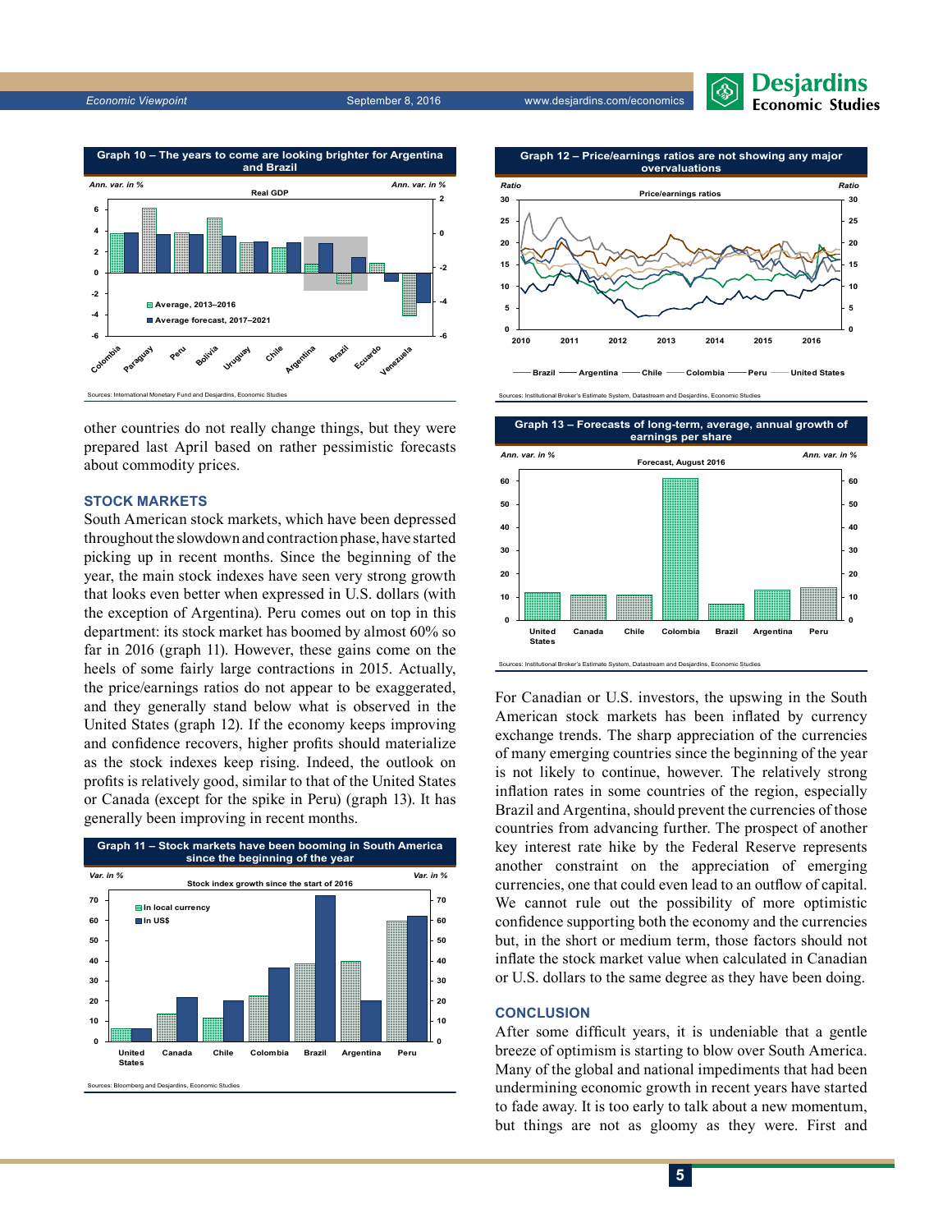**Graph 10 – The years to come are looking brighter for Argentina and Brazil**

Sources: International Monetary Fund and Desjardins, Economic Studies

other countries do not really change things, but they were prepared last April based on rather pessimistic forecasts about commodity prices.

## STOCK MARKETS

South American stock markets, which have been depressed throughout the slowdown and contraction phase, have started picking up in recent months. Since the beginning of the year, the main stock indexes have seen very strong growth that looks even better when expressed in U.S. dollars (with the exception of Argentina). Peru comes out on top in this department: its stock market has boomed by almost 60% so far in 2016 (graph 11). However, these gains come on the heels of some fairly large contractions in 2015. Actually, the price/earnings ratios do not appear to be exaggerated, and they generally stand below what is observed in the United States (graph 12). If the economy keeps improving and confidence recovers, higher profits should materialize as the stock indexes keep rising. Indeed, the outlook on profits is relatively good, similar to that of the United States or Canada (except for the spike in Peru) (graph 13). It has generally been improving in recent months.

**Graph 11 – Stock markets have been booming in South America since the beginning of the year**

Sources: Bloomberg and Desjardins, Economic Studies

**Graph 12 – Price/earnings ratios are not showing any major overvaluations**

Sources: Institutional Broker's Estimate System, Datastream and Desjardins, Economic Studies

**Graph 13 – Forecasts of long-term, average, annual growth of earnings per share**

Sources: Institutional Broker's Estimate System, Datastream and Desjardins, Economic Studies

For Canadian or U.S. investors, the upswing in the South American stock markets has been inflated by currency exchange trends. The sharp appreciation of the currencies of many emerging countries since the beginning of the year is not likely to continue, however. The relatively strong inflation rates in some countries of the region, especially Brazil and Argentina, should prevent the currencies of those countries from advancing further. The prospect of another key interest rate hike by the Federal Reserve represents another constraint on the appreciation of emerging currencies, one that could even lead to an outflow of capital. We cannot rule out the possibility of more optimistic confidence supporting both the economy and the currencies but, in the short or medium term, those factors should not inflate the stock market value when calculated in Canadian or U.S. dollars to the same degree as they have been doing.

## CONCLUSION

After some difficult years, it is undeniable that a gentle breeze of optimism is starting to blow over South America. Many of the global and national impediments that had been undermining economic growth in recent years have started to fade away. It is too early to talk about a new momentum, but things are not as gloomy as they were. First and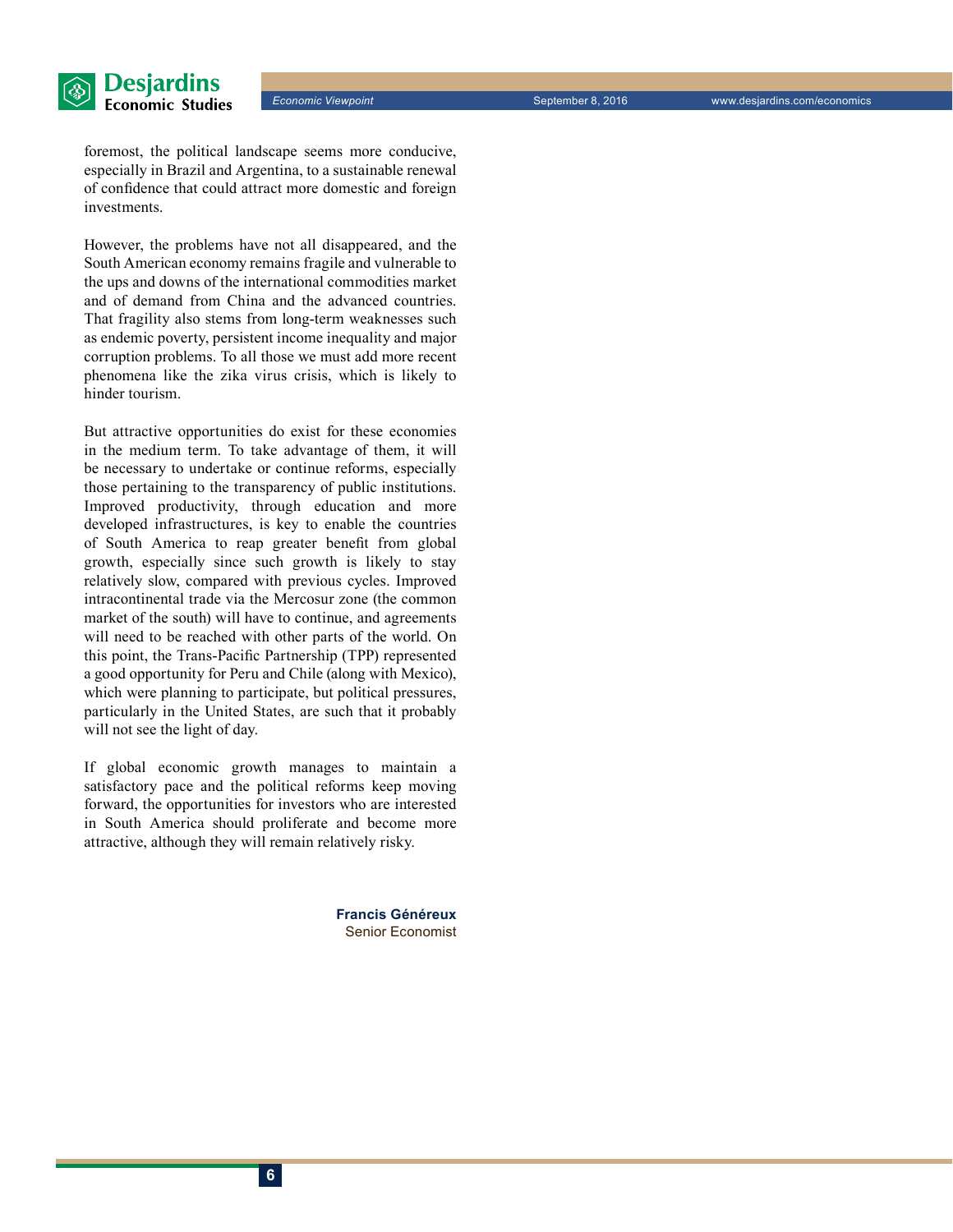foremost, the political landscape seems more conducive, especially in Brazil and Argentina, to a sustainable renewal of confidence that could attract more domestic and foreign investments.

However, the problems have not all disappeared, and the South American economy remains fragile and vulnerable to the ups and downs of the international commodities market and of demand from China and the advanced countries. That fragility also stems from long-term weaknesses such as endemic poverty, persistent income inequality and major corruption problems. To all those we must add more recent phenomena like the zika virus crisis, which is likely to hinder tourism.

But attractive opportunities do exist for these economies in the medium term. To take advantage of them, it will be necessary to undertake or continue reforms, especially those pertaining to the transparency of public institutions. Improved productivity, through education and more developed infrastructures, is key to enable the countries of South America to reap greater benefit from global growth, especially since such growth is likely to stay relatively slow, compared with previous cycles. Improved intracontinental trade via the Mercosur zone (the common market of the south) will have to continue, and agreements will need to be reached with other parts of the world. On this point, the Trans-Pacific Partnership (TPP) represented a good opportunity for Peru and Chile (along with Mexico), which were planning to participate, but political pressures, particularly in the United States, are such that it probably will not see the light of day.

If global economic growth manages to maintain a satisfactory pace and the political reforms keep moving forward, the opportunities for investors who are interested in South America should proliferate and become more attractive, although they will remain relatively risky.

**Francis Généreux**
Senior Economist